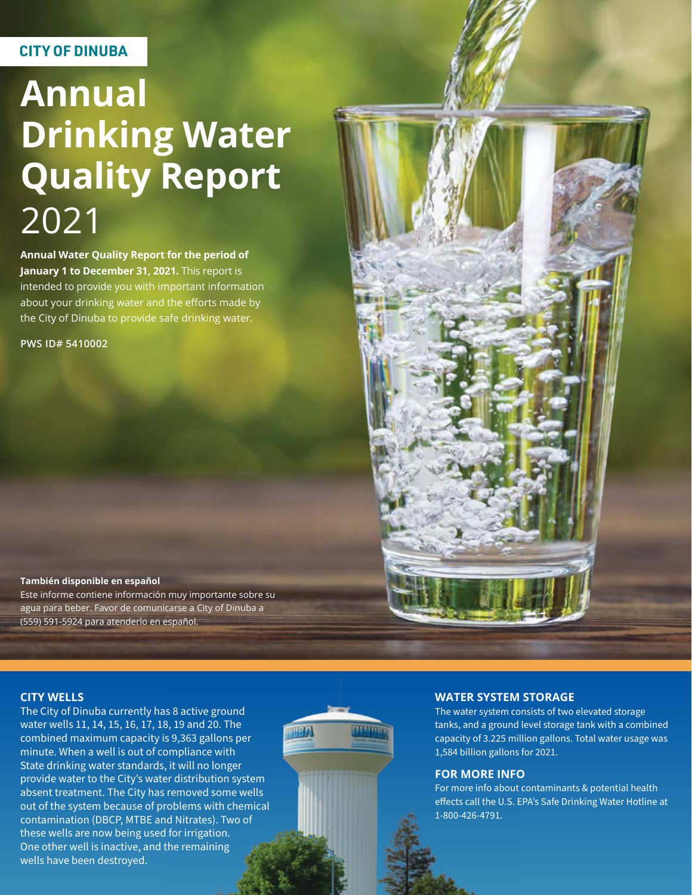**CITY OF DINUBA**

# Annual Drinking Water Quality Report 2021

**Annual Water Quality Report for the period of January 1 to December 31, 2021.** This report is intended to provide you with important information about your drinking water and the efforts made by the City of Dinuba to provide safe drinking water.

**PWS ID# 5410002**

**También disponible en español**
Este informe contiene información muy importante sobre su agua para beber. Favor de comunicarse a City of Dinuba a (559) 591-5924 para atenderlo en español.

## CITY WELLS

The City of Dinuba currently has 8 active ground water wells 11, 14, 15, 16, 17, 18, 19 and 20. The combined maximum capacity is 9,363 gallons per minute. When a well is out of compliance with State drinking water standards, it will no longer provide water to the City's water distribution system absent treatment. The City has removed some wells out of the system because of problems with chemical contamination (DBCP, MTBE and Nitrates). Two of these wells are now being used for irrigation. One other well is inactive, and the remaining wells have been destroyed.

## WATER SYSTEM STORAGE

The water system consists of two elevated storage tanks, and a ground level storage tank with a combined capacity of 3.225 million gallons. Total water usage was 1,584 billion gallons for 2021.

## FOR MORE INFO

For more info about contaminants & potential health effects call the U.S. EPA's Safe Drinking Water Hotline at 1-800-426-4791.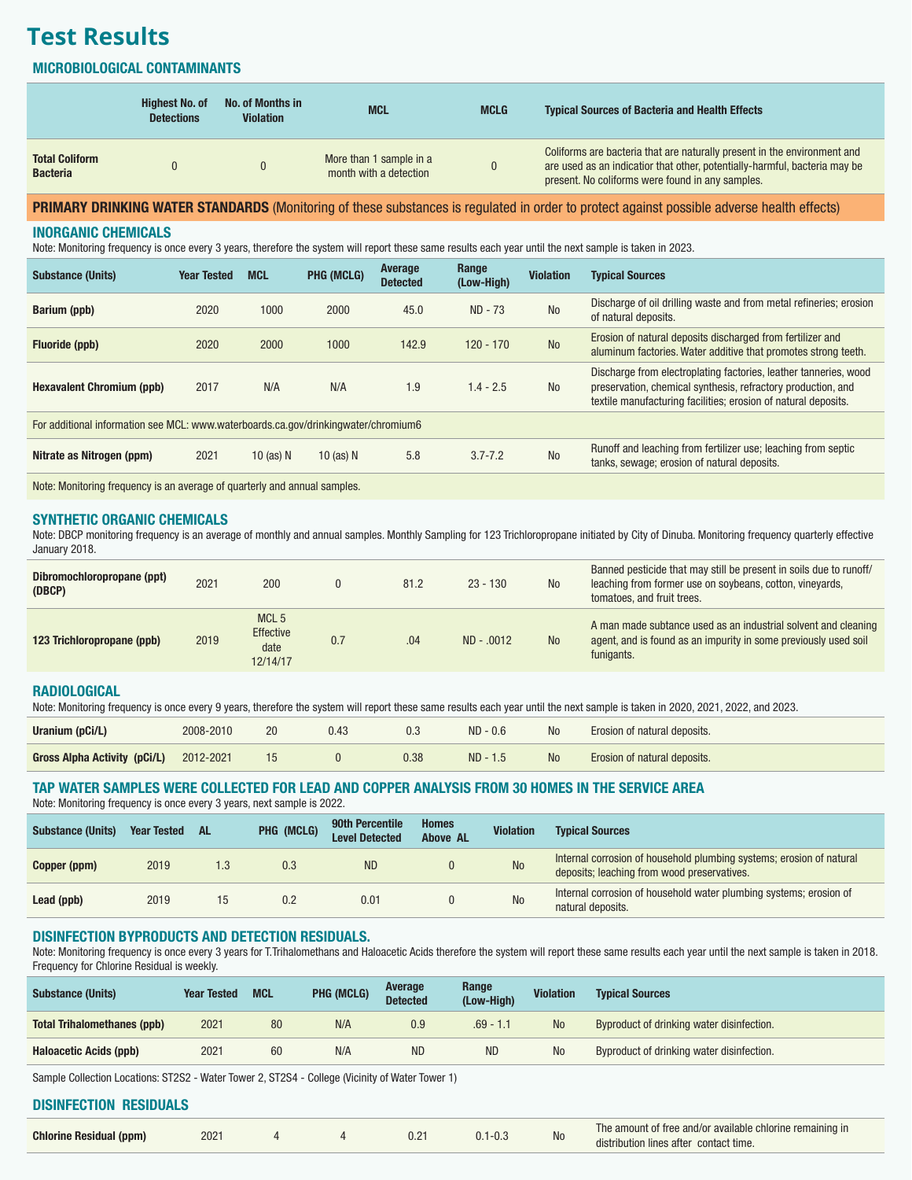# Test Results

## MICROBIOLOGICAL CONTAMINANTS

| | Highest No. of Detections | No. of Months in Violation | MCL | MCLG | Typical Sources of Bacteria and Health Effects |
|---|---|---|---|---|---|
| **Total Coliform Bacteria** | 0 | 0 | More than 1 sample in a month with a detection | 0 | Coliforms are bacteria that are naturally present in the environment and are used as an indicatior that other, potentially-harmful, bacteria may be present. No coliforms were found in any samples. |

## PRIMARY DRINKING WATER STANDARDS (Monitoring of these substances is regulated in order to protect against possible adverse health effects)

### INORGANIC CHEMICALS

Note: Monitoring frequency is once every 3 years, therefore the system will report these same results each year until the next sample is taken in 2023.

| Substance (Units) | Year Tested | MCL | PHG (MCLG) | Average Detected | Range (Low-High) | Violation | Typical Sources |
|---|---|---|---|---|---|---|---|
| **Barium (ppb)** | 2020 | 1000 | 2000 | 45.0 | ND - 73 | No | Discharge of oil drilling waste and from metal refineries; erosion of natural deposits. |
| **Fluoride (ppb)** | 2020 | 2000 | 1000 | 142.9 | 120 - 170 | No | Erosion of natural deposits discharged from fertilizer and aluminum factories. Water additive that promotes strong teeth. |
| **Hexavalent Chromium (ppb)** | 2017 | N/A | N/A | 1.9 | 1.4 - 2.5 | No | Discharge from electroplating factories, leather tanneries, wood preservation, chemical synthesis, refractory production, and textile manufacturing facilities; erosion of natural deposits. |
| For additional information see MCL: www.waterboards.ca.gov/drinkingwater/chromium6 | | | | | | | |
| **Nitrate as Nitrogen (ppm)** | 2021 | 10 (as) N | 10 (as) N | 5.8 | 3.7-7.2 | No | Runoff and leaching from fertilizer use; leaching from septic tanks, sewage; erosion of natural deposits. |
| Note: Monitoring frequency is an average of quarterly and annual samples. | | | | | | | |

### SYNTHETIC ORGANIC CHEMICALS

Note: DBCP monitoring frequency is an average of monthly and annual samples. Monthly Sampling for 123 Trichloropropane initiated by City of Dinuba. Monitoring frequency quarterly effective January 2018.

| Substance (Units) | Year Tested | MCL | PHG (MCLG) | Average Detected | Range (Low-High) | Violation | Typical Sources |
|---|---|---|---|---|---|---|---|
| **Dibromochloropropane (ppt) (DBCP)** | 2021 | 200 | 0 | 81.2 | 23 - 130 | No | Banned pesticide that may still be present in soils due to runoff/ leaching from former use on soybeans, cotton, vineyards, tomatoes, and fruit trees. |
| **123 Trichloropropane (ppb)** | 2019 | MCL 5 Effective date 12/14/17 | 0.7 | .04 | ND - .0012 | No | A man made subtance used as an industrial solvent and cleaning agent, and is found as an impurity in some previously used soil funigants. |

### RADIOLOGICAL

Note: Monitoring frequency is once every 9 years, therefore the system will report these same results each year until the next sample is taken in 2020, 2021, 2022, and 2023.

| Substance (Units) | Year Tested | MCL | PHG (MCLG) | Average Detected | Range (Low-High) | Violation | Typical Sources |
|---|---|---|---|---|---|---|---|
| **Uranium (pCi/L)** | 2008-2010 | 20 | 0.43 | 0.3 | ND - 0.6 | No | Erosion of natural deposits. |
| **Gross Alpha Activity (pCi/L)** | 2012-2021 | 15 | 0 | 0.38 | ND - 1.5 | No | Erosion of natural deposits. |

### TAP WATER SAMPLES WERE COLLECTED FOR LEAD AND COPPER ANALYSIS FROM 30 HOMES IN THE SERVICE AREA

Note: Monitoring frequency is once every 3 years, next sample is 2022.

| Substance (Units) | Year Tested | AL | PHG (MCLG) | 90th Percentile Level Detected | Homes Above AL | Violation | Typical Sources |
|---|---|---|---|---|---|---|---|
| **Copper (ppm)** | 2019 | 1.3 | 0.3 | ND | 0 | No | Internal corrosion of household plumbing systems; erosion of natural deposits; leaching from wood preservatives. |
| **Lead (ppb)** | 2019 | 15 | 0.2 | 0.01 | 0 | No | Internal corrosion of household water plumbing systems; erosion of natural deposits. |

### DISINFECTION BYPRODUCTS AND DETECTION RESIDUALS.

Note: Monitoring frequency is once every 3 years for T.Trihalomethans and Haloacetic Acids therefore the system will report these same results each year until the next sample is taken in 2018. Frequency for Chlorine Residual is weekly.

| Substance (Units) | Year Tested | MCL | PHG (MCLG) | Average Detected | Range (Low-High) | Violation | Typical Sources |
|---|---|---|---|---|---|---|---|
| **Total Trihalomethanes (ppb)** | 2021 | 80 | N/A | 0.9 | .69 - 1.1 | No | Byproduct of drinking water disinfection. |
| **Haloacetic Acids (ppb)** | 2021 | 60 | N/A | ND | ND | No | Byproduct of drinking water disinfection. |

Sample Collection Locations: ST2S2 - Water Tower 2, ST2S4 - College (Vicinity of Water Tower 1)

### DISINFECTION RESIDUALS

| Substance (Units) | Year Tested | MCL | PHG (MCLG) | Average Detected | Range (Low-High) | Violation | Typical Sources |
|---|---|---|---|---|---|---|---|
| **Chlorine Residual (ppm)** | 2021 | 4 | 4 | 0.21 | 0.1-0.3 | No | The amount of free and/or available chlorine remaining in distribution lines after contact time. |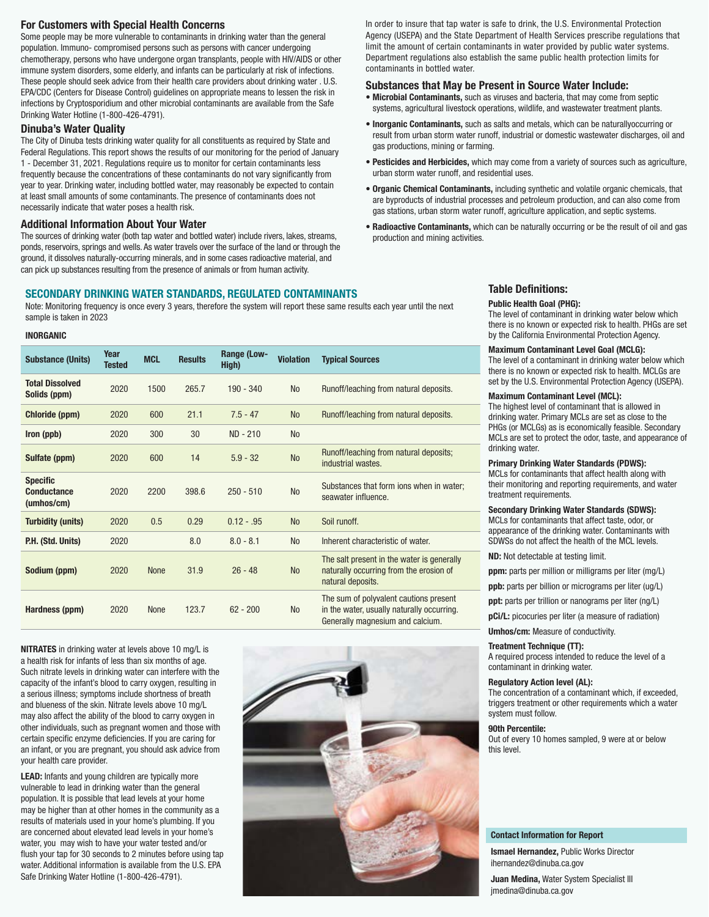## For Customers with Special Health Concerns

Some people may be more vulnerable to contaminants in drinking water than the general population. Immuno- compromised persons such as persons with cancer undergoing chemotherapy, persons who have undergone organ transplants, people with HIV/AIDS or other immune system disorders, some elderly, and infants can be particularly at risk of infections. These people should seek advice from their health care providers about drinking water . U.S. EPA/CDC (Centers for Disease Control) guidelines on appropriate means to lessen the risk in infections by Cryptosporidium and other microbial contaminants are available from the Safe Drinking Water Hotline (1-800-426-4791).

## Dinuba's Water Quality

The City of Dinuba tests drinking water quality for all constituents as required by State and Federal Regulations. This report shows the results of our monitoring for the period of January 1 - December 31, 2021. Regulations require us to monitor for certain contaminants less frequently because the concentrations of these contaminants do not vary significantly from year to year. Drinking water, including bottled water, may reasonably be expected to contain at least small amounts of some contaminants. The presence of contaminants does not necessarily indicate that water poses a health risk.

## Additional Information About Your Water

The sources of drinking water (both tap water and bottled water) include rivers, lakes, streams, ponds, reservoirs, springs and wells. As water travels over the surface of the land or through the ground, it dissolves naturally-occurring minerals, and in some cases radioactive material, and can pick up substances resulting from the presence of animals or from human activity.

In order to insure that tap water is safe to drink, the U.S. Environmental Protection Agency (USEPA) and the State Department of Health Services prescribe regulations that limit the amount of certain contaminants in water provided by public water systems. Department regulations also establish the same public health protection limits for contaminants in bottled water.

## Substances that May be Present in Source Water Include:

- **Microbial Contaminants,** such as viruses and bacteria, that may come from septic systems, agricultural livestock operations, wildlife, and wastewater treatment plants.
- **Inorganic Contaminants,** such as salts and metals, which can be naturallyoccurring or result from urban storm water runoff, industrial or domestic wastewater discharges, oil and gas productions, mining or farming.
- **Pesticides and Herbicides,** which may come from a variety of sources such as agriculture, urban storm water runoff, and residential uses.
- **Organic Chemical Contaminants,** including synthetic and volatile organic chemicals, that are byproducts of industrial processes and petroleum production, and can also come from gas stations, urban storm water runoff, agriculture application, and septic systems.
- **Radioactive Contaminants,** which can be naturally occurring or be the result of oil and gas production and mining activities.

## SECONDARY DRINKING WATER STANDARDS, REGULATED CONTAMINANTS

Note: Monitoring frequency is once every 3 years, therefore the system will report these same results each year until the next sample is taken in 2023

**INORGANIC**

| Substance (Units) | Year Tested | MCL | Results | Range (Low-High) | Violation | Typical Sources |
|---|---|---|---|---|---|---|
| **Total Dissolved Solids (ppm)** | 2020 | 1500 | 265.7 | 190 - 340 | No | Runoff/leaching from natural deposits. |
| **Chloride (ppm)** | 2020 | 600 | 21.1 | 7.5 - 47 | No | Runoff/leaching from natural deposits. |
| **Iron (ppb)** | 2020 | 300 | 30 | ND - 210 | No | |
| **Sulfate (ppm)** | 2020 | 600 | 14 | 5.9 - 32 | No | Runoff/leaching from natural deposits; industrial wastes. |
| **Specific Conductance (umhos/cm)** | 2020 | 2200 | 398.6 | 250 - 510 | No | Substances that form ions when in water; seawater influence. |
| **Turbidity (units)** | 2020 | 0.5 | 0.29 | 0.12 - .95 | No | Soil runoff. |
| **P.H. (Std. Units)** | 2020 | | 8.0 | 8.0 - 8.1 | No | Inherent characteristic of water. |
| **Sodium (ppm)** | 2020 | None | 31.9 | 26 - 48 | No | The salt present in the water is generally naturally occurring from the erosion of natural deposits. |
| **Hardness (ppm)** | 2020 | None | 123.7 | 62 - 200 | No | The sum of polyvalent cautions present in the water, usually naturally occurring. Generally magnesium and calcium. |

**NITRATES** in drinking water at levels above 10 mg/L is a health risk for infants of less than six months of age. Such nitrate levels in drinking water can interfere with the capacity of the infant's blood to carry oxygen, resulting in a serious illness; symptoms include shortness of breath and blueness of the skin. Nitrate levels above 10 mg/L may also affect the ability of the blood to carry oxygen in other individuals, such as pregnant women and those with certain specific enzyme deficiencies. If you are caring for an infant, or you are pregnant, you should ask advice from your health care provider.

**LEAD:** Infants and young children are typically more vulnerable to lead in drinking water than the general population. It is possible that lead levels at your home may be higher than at other homes in the community as a results of materials used in your home's plumbing. If you are concerned about elevated lead levels in your home's water, you may wish to have your water tested and/or flush your tap for 30 seconds to 2 minutes before using tap water. Additional information is available from the U.S. EPA Safe Drinking Water Hotline (1-800-426-4791).

## Table Definitions:

**Public Health Goal (PHG):**
The level of contaminant in drinking water below which there is no known or expected risk to health. PHGs are set by the California Environmental Protection Agency.

**Maximum Contaminant Level Goal (MCLG):**
The level of a contaminant in drinking water below which there is no known or expected risk to health. MCLGs are set by the U.S. Environmental Protection Agency (USEPA).

**Maximum Contaminant Level (MCL):**
The highest level of contaminant that is allowed in drinking water. Primary MCLs are set as close to the PHGs (or MCLGs) as is economically feasible. Secondary MCLs are set to protect the odor, taste, and appearance of drinking water.

**Primary Drinking Water Standards (PDWS):**
MCLs for contaminants that affect health along with their monitoring and reporting requirements, and water treatment requirements.

**Secondary Drinking Water Standards (SDWS):**
MCLs for contaminants that affect taste, odor, or appearance of the drinking water. Contaminants with SDWSs do not affect the health of the MCL levels.

**ND:** Not detectable at testing limit.

**ppm:** parts per million or milligrams per liter (mg/L)

**ppb:** parts per billion or micrograms per liter (ug/L)

**ppt:** parts per trillion or nanograms per liter (ng/L)

**pCi/L:** picocuries per liter (a measure of radiation)

**Umhos/cm:** Measure of conductivity.

**Treatment Technique (TT):**
A required process intended to reduce the level of a contaminant in drinking water.

**Regulatory Action level (AL):**
The concentration of a contaminant which, if exceeded, triggers treatment or other requirements which a water system must follow.

**90th Percentile:**
Out of every 10 homes sampled, 9 were at or below this level.

**Contact Information for Report**

**Ismael Hernandez,** Public Works Director
ihernandez@dinuba.ca.gov

**Juan Medina,** Water System Specialist III
jmedina@dinuba.ca.gov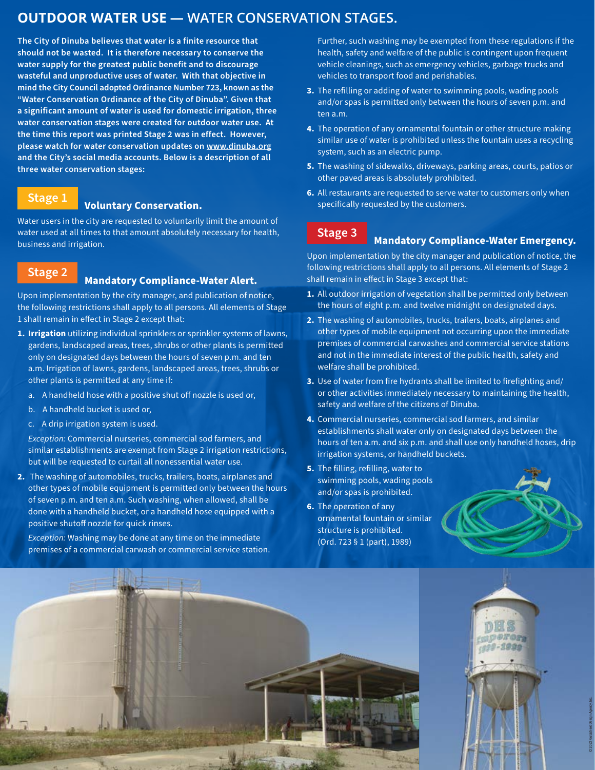## OUTDOOR WATER USE — WATER CONSERVATION STAGES.

**The City of Dinuba believes that water is a finite resource that should not be wasted. It is therefore necessary to conserve the water supply for the greatest public benefit and to discourage wasteful and unproductive uses of water. With that objective in mind the City Council adopted Ordinance Number 723, known as the "Water Conservation Ordinance of the City of Dinuba". Given that a significant amount of water is used for domestic irrigation, three water conservation stages were created for outdoor water use. At the time this report was printed Stage 2 was in effect. However, please watch for water conservation updates on www.dinuba.org and the City's social media accounts. Below is a description of all three water conservation stages:**

### Stage 1 Voluntary Conservation.

Water users in the city are requested to voluntarily limit the amount of water used at all times to that amount absolutely necessary for health, business and irrigation.

### Stage 2 Mandatory Compliance-Water Alert.

Upon implementation by the city manager, and publication of notice, the following restrictions shall apply to all persons. All elements of Stage 1 shall remain in effect in Stage 2 except that:

1. **Irrigation** utilizing individual sprinklers or sprinkler systems of lawns, gardens, landscaped areas, trees, shrubs or other plants is permitted only on designated days between the hours of seven p.m. and ten a.m. Irrigation of lawns, gardens, landscaped areas, trees, shrubs or other plants is permitted at any time if:
   a. A handheld hose with a positive shut off nozzle is used or,
   b. A handheld bucket is used or,
   c. A drip irrigation system is used.

   *Exception:* Commercial nurseries, commercial sod farmers, and similar establishments are exempt from Stage 2 irrigation restrictions, but will be requested to curtail all nonessential water use.
2. The washing of automobiles, trucks, trailers, boats, airplanes and other types of mobile equipment is permitted only between the hours of seven p.m. and ten a.m. Such washing, when allowed, shall be done with a handheld bucket, or a handheld hose equipped with a positive shutoff nozzle for quick rinses.

   *Exception:* Washing may be done at any time on the immediate premises of a commercial carwash or commercial service station. Further, such washing may be exempted from these regulations if the health, safety and welfare of the public is contingent upon frequent vehicle cleanings, such as emergency vehicles, garbage trucks and vehicles to transport food and perishables.
3. The refilling or adding of water to swimming pools, wading pools and/or spas is permitted only between the hours of seven p.m. and ten a.m.
4. The operation of any ornamental fountain or other structure making similar use of water is prohibited unless the fountain uses a recycling system, such as an electric pump.
5. The washing of sidewalks, driveways, parking areas, courts, patios or other paved areas is absolutely prohibited.
6. All restaurants are requested to serve water to customers only when specifically requested by the customers.

### Stage 3 Mandatory Compliance-Water Emergency.

Upon implementation by the city manager and publication of notice, the following restrictions shall apply to all persons. All elements of Stage 2 shall remain in effect in Stage 3 except that:

1. All outdoor irrigation of vegetation shall be permitted only between the hours of eight p.m. and twelve midnight on designated days.
2. The washing of automobiles, trucks, trailers, boats, airplanes and other types of mobile equipment not occurring upon the immediate premises of commercial carwashes and commercial service stations and not in the immediate interest of the public health, safety and welfare shall be prohibited.
3. Use of water from fire hydrants shall be limited to firefighting and/or other activities immediately necessary to maintaining the health, safety and welfare of the citizens of Dinuba.
4. Commercial nurseries, commercial sod farmers, and similar establishments shall water only on designated days between the hours of ten a.m. and six p.m. and shall use only handheld hoses, drip irrigation systems, or handheld buckets.
5. The filling, refilling, water to swimming pools, wading pools and/or spas is prohibited.
6. The operation of any ornamental fountain or similar structure is prohibited. (Ord. 723 § 1 (part), 1989)